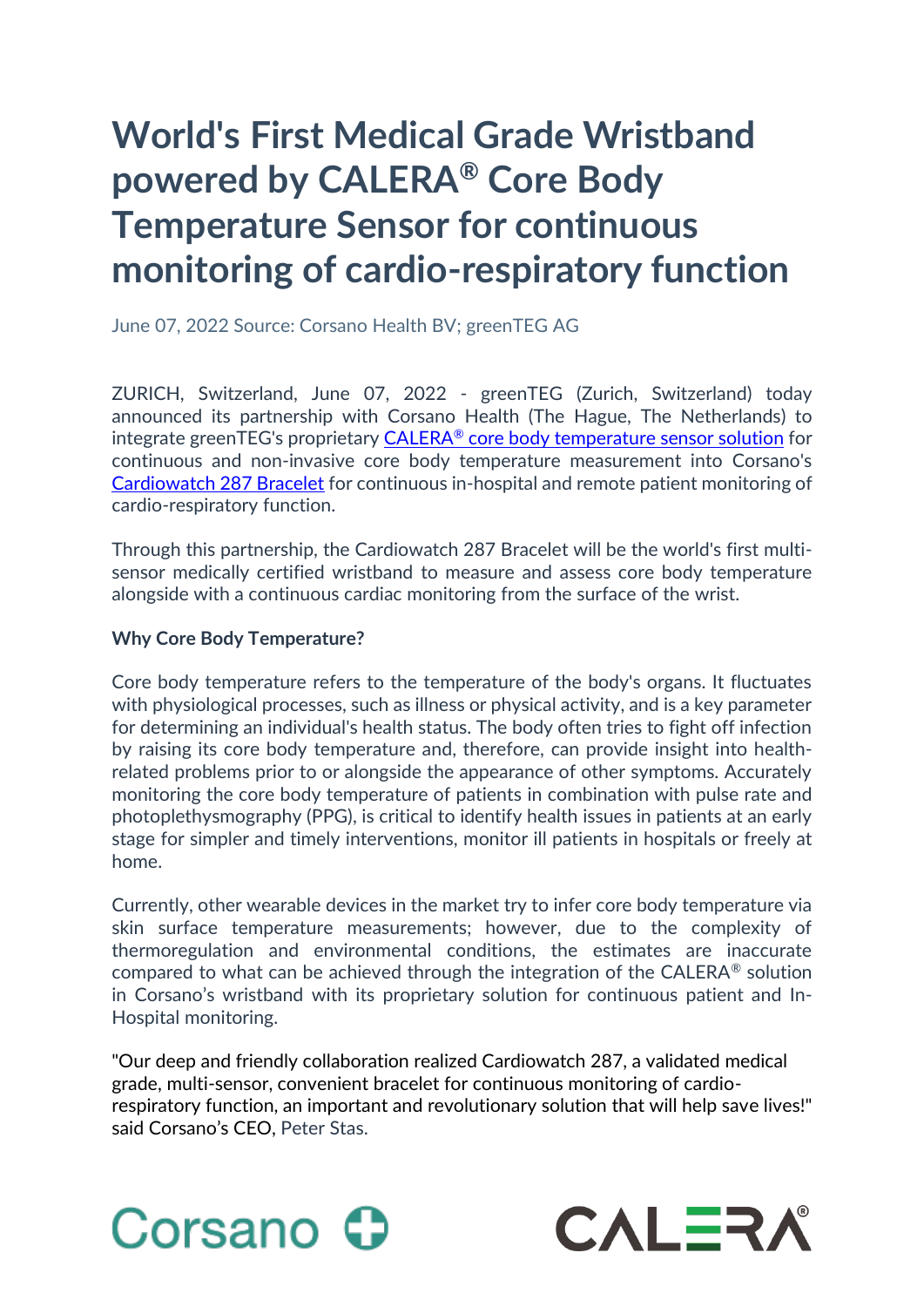# World's First Medical Grade Wristband powered by CALERA® Core Body Temperature Sensor for continuous monitoring of cardio-respiratory function

June 07, 2022 Source: Corsano Health BV; greenTEG AG

ZURICH, Switzerland, June 07, 2022 - greenTEG (Zurich, Switzerland) today announced its partnership with Corsano Health (The Hague, The Netherlands) to integrate greenTEG's proprietary CALERA® core body temperature sensor solution for continuous and non-invasive core body temperature measurement into Corsano's Cardiowatch 287 Bracelet for continuous in-hospital and remote patient monitoring of cardio-respiratory function.

Through this partnership, the Cardiowatch 287 Bracelet will be the world's first multi-sensor medically certified wristband to measure and assess core body temperature alongside with a continuous cardiac monitoring from the surface of the wrist.

**Why Core Body Temperature?**

Core body temperature refers to the temperature of the body's organs. It fluctuates with physiological processes, such as illness or physical activity, and is a key parameter for determining an individual's health status. The body often tries to fight off infection by raising its core body temperature and, therefore, can provide insight into health-related problems prior to or alongside the appearance of other symptoms. Accurately monitoring the core body temperature of patients in combination with pulse rate and photoplethysmography (PPG), is critical to identify health issues in patients at an early stage for simpler and timely interventions, monitor ill patients in hospitals or freely at home.

Currently, other wearable devices in the market try to infer core body temperature via skin surface temperature measurements; however, due to the complexity of thermoregulation and environmental conditions, the estimates are inaccurate compared to what can be achieved through the integration of the CALERA® solution in Corsano's wristband with its proprietary solution for continuous patient and In-Hospital monitoring.

"Our deep and friendly collaboration realized Cardiowatch 287, a validated medical grade, multi-sensor, convenient bracelet for continuous monitoring of cardio-respiratory function, an important and revolutionary solution that will help save lives!" said Corsano's CEO, Peter Stas.

Corsano

CALERA®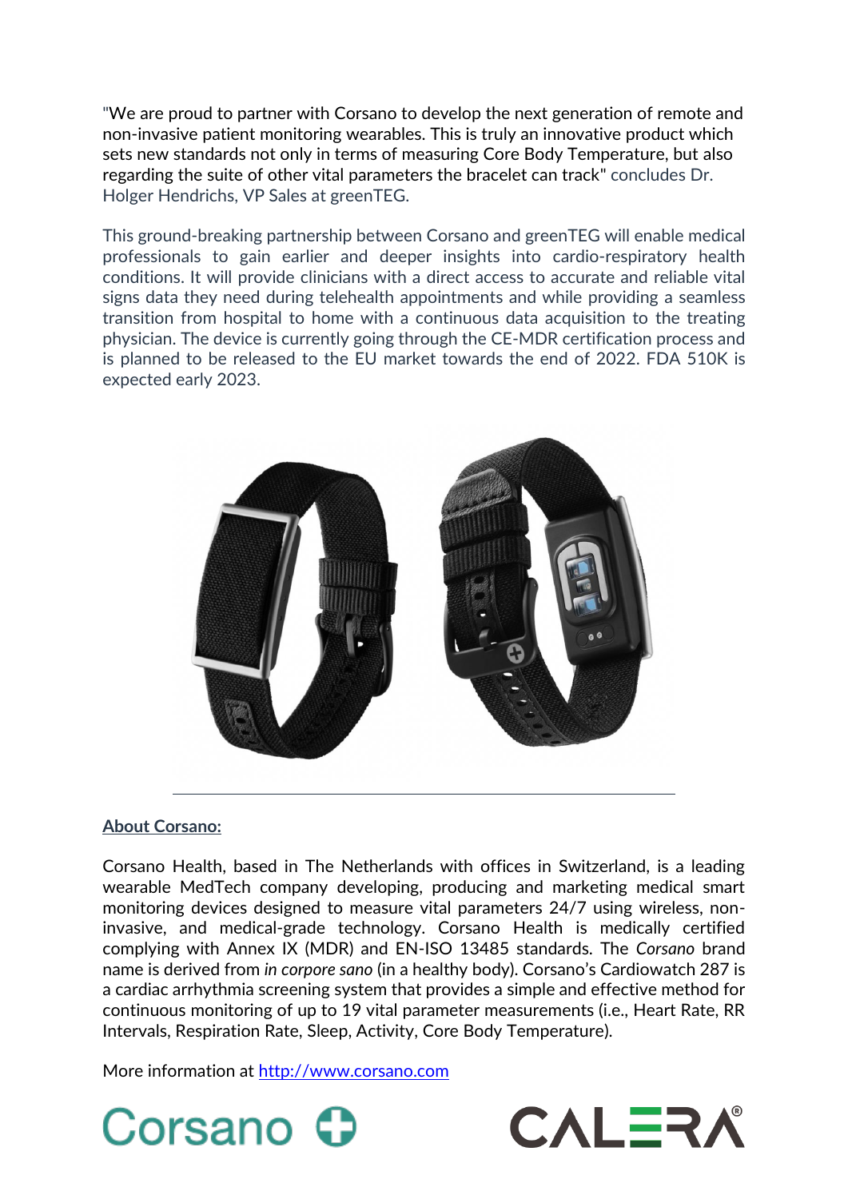"We are proud to partner with Corsano to develop the next generation of remote and non-invasive patient monitoring wearables. This is truly an innovative product which sets new standards not only in terms of measuring Core Body Temperature, but also regarding the suite of other vital parameters the bracelet can track" concludes Dr. Holger Hendrichs, VP Sales at greenTEG.

This ground-breaking partnership between Corsano and greenTEG will enable medical professionals to gain earlier and deeper insights into cardio-respiratory health conditions. It will provide clinicians with a direct access to accurate and reliable vital signs data they need during telehealth appointments and while providing a seamless transition from hospital to home with a continuous data acquisition to the treating physician. The device is currently going through the CE-MDR certification process and is planned to be released to the EU market towards the end of 2022. FDA 510K is expected early 2023.

---

**About Corsano:**

Corsano Health, based in The Netherlands with offices in Switzerland, is a leading wearable MedTech company developing, producing and marketing medical smart monitoring devices designed to measure vital parameters 24/7 using wireless, non-invasive, and medical-grade technology. Corsano Health is medically certified complying with Annex IX (MDR) and EN-ISO 13485 standards. The *Corsano* brand name is derived from *in corpore sano* (in a healthy body). Corsano's Cardiowatch 287 is a cardiac arrhythmia screening system that provides a simple and effective method for continuous monitoring of up to 19 vital parameter measurements (i.e., Heart Rate, RR Intervals, Respiration Rate, Sleep, Activity, Core Body Temperature).

More information at http://www.corsano.com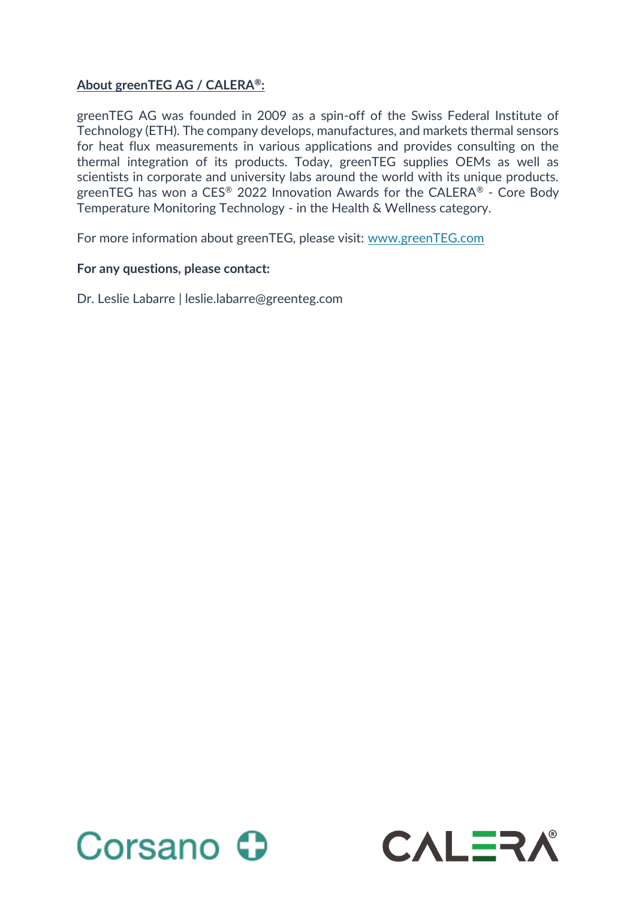**About greenTEG AG / CALERA®:**

greenTEG AG was founded in 2009 as a spin-off of the Swiss Federal Institute of Technology (ETH). The company develops, manufactures, and markets thermal sensors for heat flux measurements in various applications and provides consulting on the thermal integration of its products. Today, greenTEG supplies OEMs as well as scientists in corporate and university labs around the world with its unique products. greenTEG has won a CES® 2022 Innovation Awards for the CALERA® - Core Body Temperature Monitoring Technology - in the Health & Wellness category.

For more information about greenTEG, please visit: [www.greenTEG.com](http://www.greenTEG.com)

**For any questions, please contact:**

Dr. Leslie Labarre | leslie.labarre@greenteg.com

Corsano

CALERA®